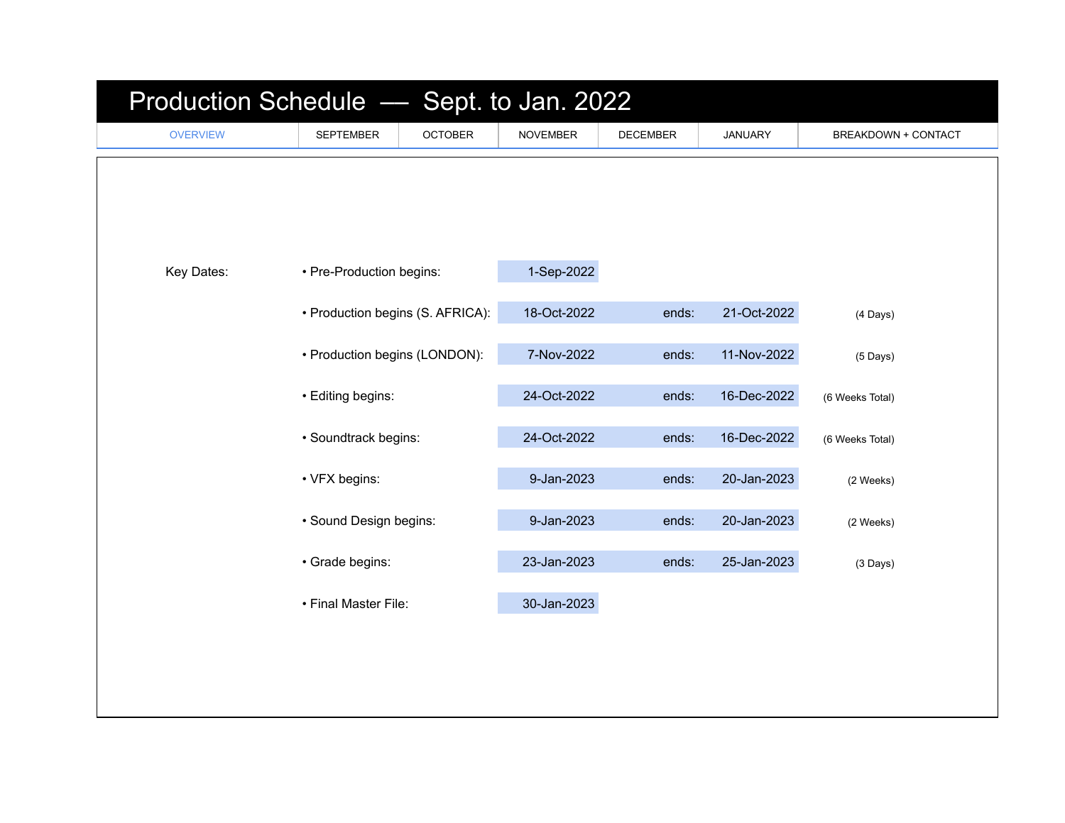# Production Schedule — Sept. to Jan. 2022

| OVERVIEW | SEPTEMBER | OCTOBER | NOVEMBER | DECEMBER | JANUARY | BREAKDOWN + CONTACT |
|---|---|---|---|---|---|---|

| Key Dates: | | | | | |
|---|---|---|---|---|---|
| | • Pre-Production begins: | 1-Sep-2022 | | | |
| | • Production begins (S. AFRICA): | 18-Oct-2022 | ends: | 21-Oct-2022 | (4 Days) |
| | • Production begins (LONDON): | 7-Nov-2022 | ends: | 11-Nov-2022 | (5 Days) |
| | • Editing begins: | 24-Oct-2022 | ends: | 16-Dec-2022 | (6 Weeks Total) |
| | • Soundtrack begins: | 24-Oct-2022 | ends: | 16-Dec-2022 | (6 Weeks Total) |
| | • VFX begins: | 9-Jan-2023 | ends: | 20-Jan-2023 | (2 Weeks) |
| | • Sound Design begins: | 9-Jan-2023 | ends: | 20-Jan-2023 | (2 Weeks) |
| | • Grade begins: | 23-Jan-2023 | ends: | 25-Jan-2023 | (3 Days) |
| | • Final Master File: | 30-Jan-2023 | | | |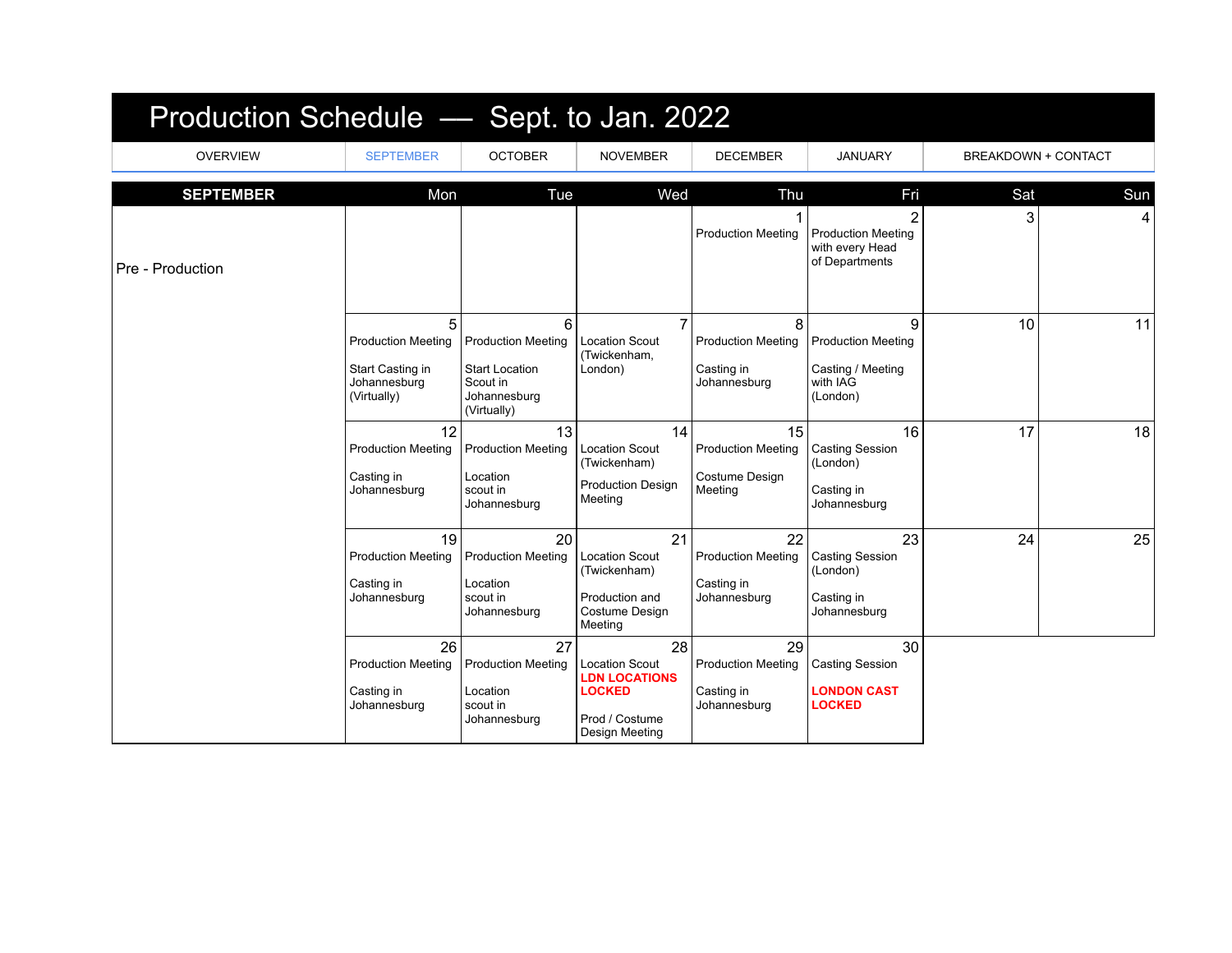# Production Schedule — Sept. to Jan. 2022

OVERVIEW | SEPTEMBER | OCTOBER | NOVEMBER | DECEMBER | JANUARY | BREAKDOWN + CONTACT

| SEPTEMBER | Mon | Tue | Wed | Thu | Fri | Sat | Sun |
|---|---|---|---|---|---|---|---|
| Pre - Production | | | | 1<br>Production Meeting | 2<br>Production Meeting with every Head of Departments | 3 | 4 |
| | 5<br>Production Meeting<br><br>Start Casting in Johannesburg (Virtually) | 6<br>Production Meeting<br><br>Start Location Scout in Johannesburg (Virtually) | 7<br>Location Scout (Twickenham, London) | 8<br>Production Meeting<br><br>Casting in Johannesburg | 9<br>Production Meeting<br><br>Casting / Meeting with IAG (London) | 10 | 11 |
| | 12<br>Production Meeting<br><br>Casting in Johannesburg | 13<br>Production Meeting<br><br>Location scout in Johannesburg | 14<br>Location Scout (Twickenham)<br><br>Production Design Meeting | 15<br>Production Meeting<br><br>Costume Design Meeting | 16<br>Casting Session (London)<br><br>Casting in Johannesburg | 17 | 18 |
| | 19<br>Production Meeting<br><br>Casting in Johannesburg | 20<br>Production Meeting<br><br>Location scout in Johannesburg | 21<br>Location Scout (Twickenham)<br><br>Production and Costume Design Meeting | 22<br>Production Meeting<br><br>Casting in Johannesburg | 23<br>Casting Session (London)<br><br>Casting in Johannesburg | 24 | 25 |
| | 26<br>Production Meeting<br><br>Casting in Johannesburg | 27<br>Production Meeting<br><br>Location scout in Johannesburg | 28<br>Location Scout<br>**LDN LOCATIONS LOCKED**<br><br>Prod / Costume Design Meeting | 29<br>Production Meeting<br><br>Casting in Johannesburg | 30<br>Casting Session<br><br>**LONDON CAST LOCKED** | | |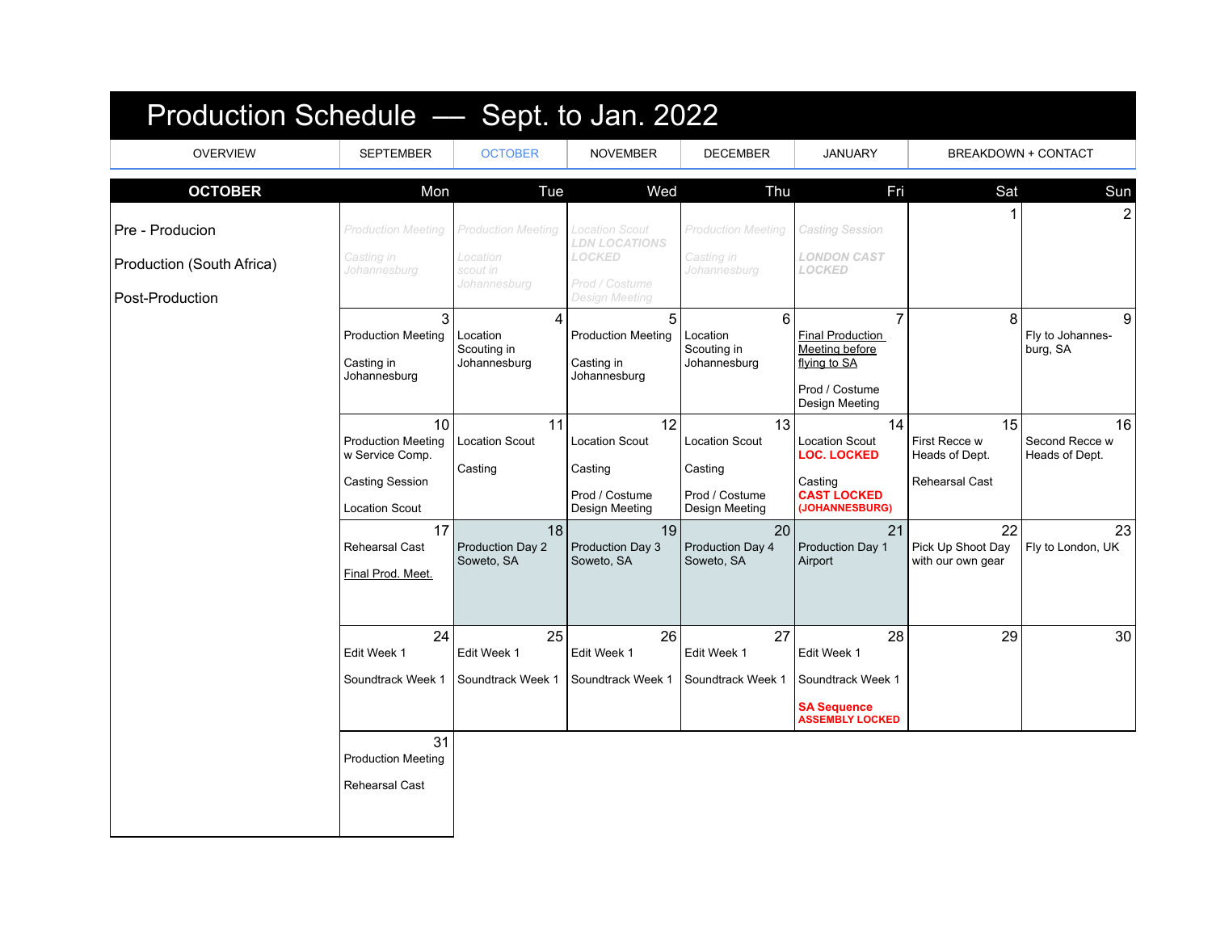# Production Schedule — Sept. to Jan. 2022

OVERVIEW | SEPTEMBER | OCTOBER | NOVEMBER | DECEMBER | JANUARY | BREAKDOWN + CONTACT

| OCTOBER | Mon | Tue | Wed | Thu | Fri | Sat | Sun |
|---|---|---|---|---|---|---|---|
| Pre - Producion<br><br>Production (South Africa)<br><br>Post-Production | Production Meeting<br><br>Casting in Johannesburg | Production Meeting<br><br>Location scout in Johannesburg | Location Scout<br>**LDN LOCATIONS LOCKED**<br><br>Prod / Costume Design Meeting | Production Meeting<br><br>Casting in Johannesburg | Casting Session<br><br>**LONDON CAST LOCKED** | 1 | 2 |
| | 3<br>Production Meeting<br><br>Casting in Johannesburg | 4<br>Location Scouting in Johannesburg | 5<br>Production Meeting<br><br>Casting in Johannesburg | 6<br>Location Scouting in Johannesburg | 7<br>Final Production Meeting before flying to SA<br><br>Prod / Costume Design Meeting | 8 | 9<br>Fly to Johannes-burg, SA |
| | 10<br>Production Meeting w Service Comp.<br><br>Casting Session<br><br>Location Scout | 11<br>Location Scout<br><br>Casting | 12<br>Location Scout<br><br>Casting<br><br>Prod / Costume Design Meeting | 13<br>Location Scout<br><br>Casting<br><br>Prod / Costume Design Meeting | 14<br>Location Scout<br>**LOC. LOCKED**<br><br>Casting<br>**CAST LOCKED (JOHANNESBURG)** | 15<br>First Recce w Heads of Dept.<br><br>Rehearsal Cast | 16<br>Second Recce w Heads of Dept. |
| | 17<br>Rehearsal Cast<br><br>Final Prod. Meet. | 18<br>Production Day 2 Soweto, SA | 19<br>Production Day 3 Soweto, SA | 20<br>Production Day 4 Soweto, SA | 21<br>Production Day 1 Airport | 22<br>Pick Up Shoot Day with our own gear | 23<br>Fly to London, UK |
| | 24<br>Edit Week 1<br><br>Soundtrack Week 1 | 25<br>Edit Week 1<br><br>Soundtrack Week 1 | 26<br>Edit Week 1<br><br>Soundtrack Week 1 | 27<br>Edit Week 1<br><br>Soundtrack Week 1 | 28<br>Edit Week 1<br><br>Soundtrack Week 1<br><br>**SA Sequence ASSEMBLY LOCKED** | 29 | 30 |
| | 31<br>Production Meeting<br><br>Rehearsal Cast | | | | | | |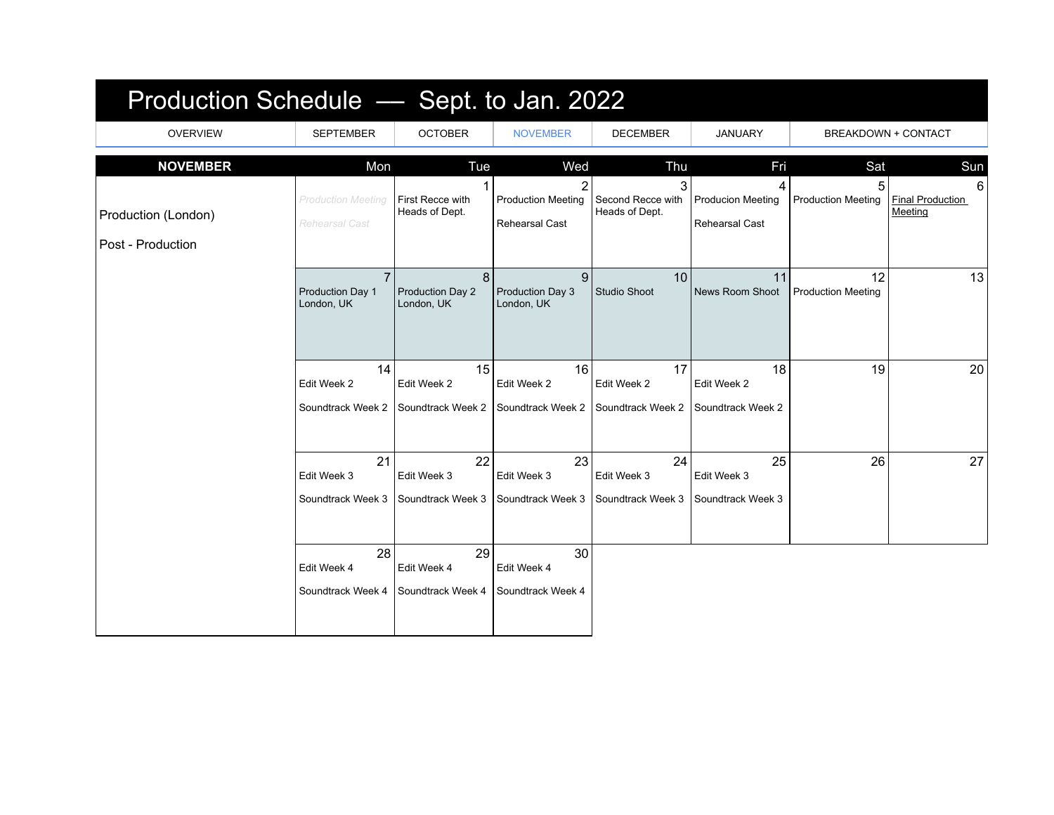# Production Schedule — Sept. to Jan. 2022

| OVERVIEW | SEPTEMBER | OCTOBER | NOVEMBER | DECEMBER | JANUARY | BREAKDOWN + CONTACT |
|---|---|---|---|---|---|---|

| NOVEMBER | Mon | Tue | Wed | Thu | Fri | Sat | Sun |
|---|---|---|---|---|---|---|---|
| Production (London)<br><br>Post - Production | *Production Meeting*<br><br>*Rehearsal Cast* | 1<br>First Recce with Heads of Dept. | 2<br>Production Meeting<br><br>Rehearsal Cast | 3<br>Second Recce with Heads of Dept. | 4<br>Producion Meeting<br><br>Rehearsal Cast | 5<br>Production Meeting | 6<br>Final Production Meeting |
| | 7<br>Production Day 1 London, UK | 8<br>Production Day 2 London, UK | 9<br>Production Day 3 London, UK | 10<br>Studio Shoot | 11<br>News Room Shoot | 12<br>Production Meeting | 13 |
| | 14<br>Edit Week 2<br><br>Soundtrack Week 2 | 15<br>Edit Week 2<br><br>Soundtrack Week 2 | 16<br>Edit Week 2<br><br>Soundtrack Week 2 | 17<br>Edit Week 2<br><br>Soundtrack Week 2 | 18<br>Edit Week 2<br><br>Soundtrack Week 2 | 19 | 20 |
| | 21<br>Edit Week 3<br><br>Soundtrack Week 3 | 22<br>Edit Week 3<br><br>Soundtrack Week 3 | 23<br>Edit Week 3<br><br>Soundtrack Week 3 | 24<br>Edit Week 3<br><br>Soundtrack Week 3 | 25<br>Edit Week 3<br><br>Soundtrack Week 3 | 26 | 27 |
| | 28<br>Edit Week 4<br><br>Soundtrack Week 4 | 29<br>Edit Week 4<br><br>Soundtrack Week 4 | 30<br>Edit Week 4<br><br>Soundtrack Week 4 | | | | |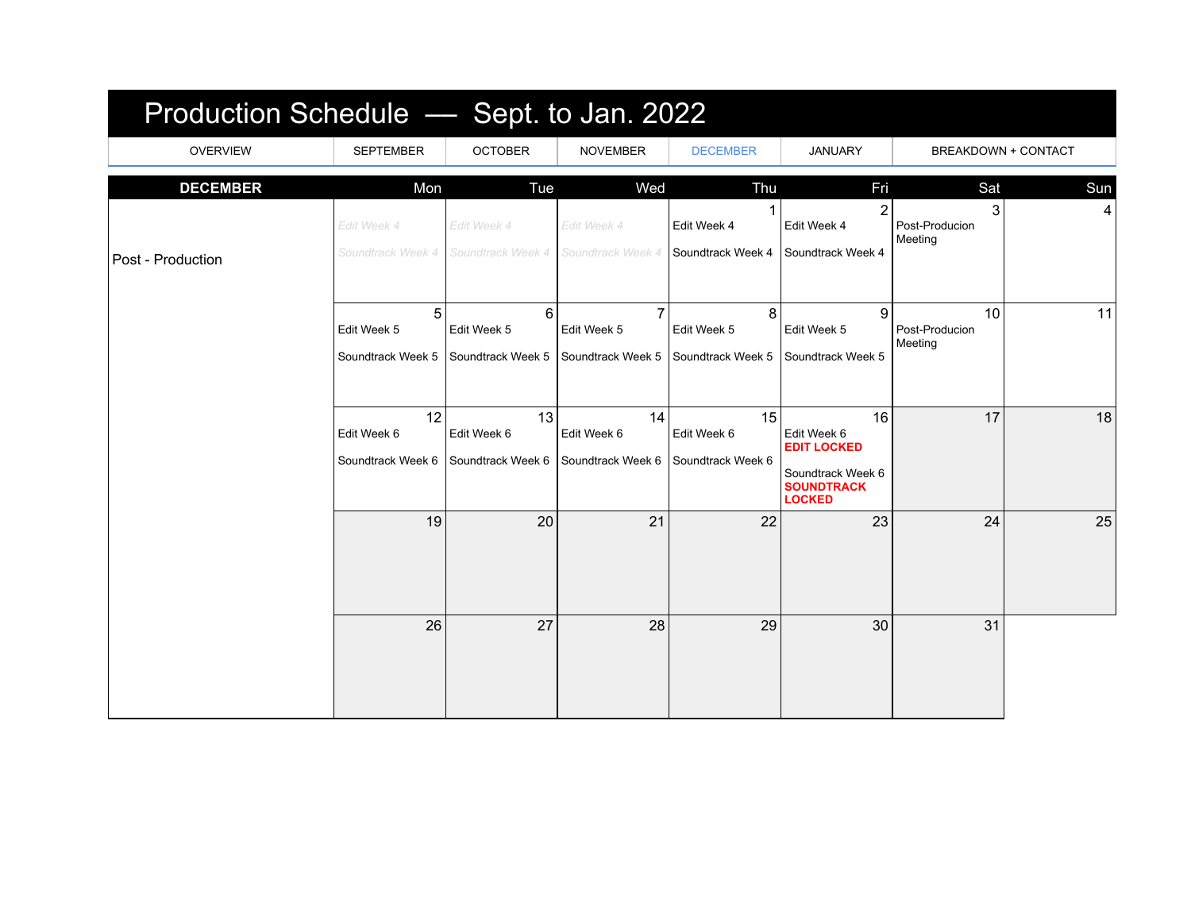# Production Schedule — Sept. to Jan. 2022

OVERVIEW | SEPTEMBER | OCTOBER | NOVEMBER | DECEMBER | JANUARY | BREAKDOWN + CONTACT

| DECEMBER | Mon | Tue | Wed | Thu | Fri | Sat | Sun |
|---|---|---|---|---|---|---|---|
| Post - Production | Edit Week 4<br>Soundtrack Week 4 | Edit Week 4<br>Soundtrack Week 4 | Edit Week 4<br>Soundtrack Week 4 | 1<br>Edit Week 4<br>Soundtrack Week 4 | 2<br>Edit Week 4<br>Soundtrack Week 4 | 3<br>Post-Producion Meeting | 4 |
| | 5<br>Edit Week 5<br>Soundtrack Week 5 | 6<br>Edit Week 5<br>Soundtrack Week 5 | 7<br>Edit Week 5<br>Soundtrack Week 5 | 8<br>Edit Week 5<br>Soundtrack Week 5 | 9<br>Edit Week 5<br>Soundtrack Week 5 | 10<br>Post-Producion Meeting | 11 |
| | 12<br>Edit Week 6<br>Soundtrack Week 6 | 13<br>Edit Week 6<br>Soundtrack Week 6 | 14<br>Edit Week 6<br>Soundtrack Week 6 | 15<br>Edit Week 6<br>Soundtrack Week 6 | 16<br>Edit Week 6<br>**EDIT LOCKED**<br>Soundtrack Week 6<br>**SOUNDTRACK LOCKED** | 17 | 18 |
| | 19 | 20 | 21 | 22 | 23 | 24 | 25 |
| | 26 | 27 | 28 | 29 | 30 | 31 | |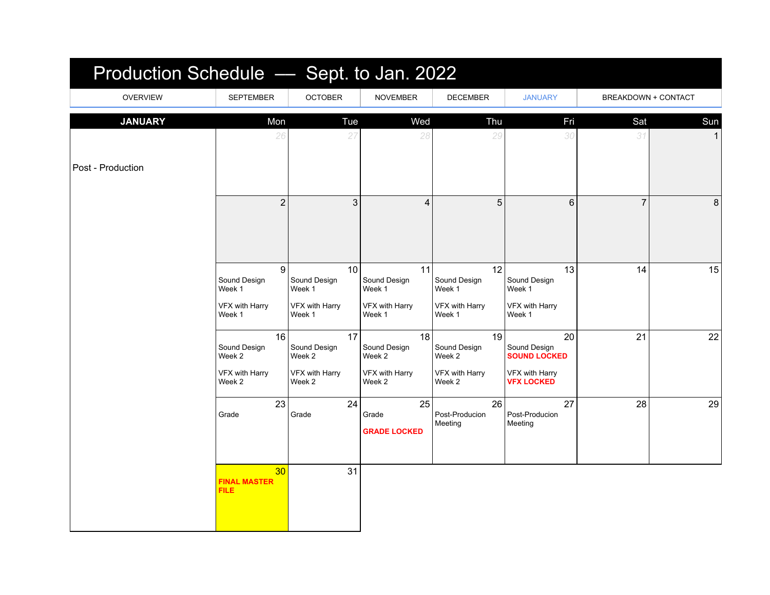# Production Schedule — Sept. to Jan. 2022

| OVERVIEW | SEPTEMBER | OCTOBER | NOVEMBER | DECEMBER | JANUARY | BREAKDOWN + CONTACT |
|---|---|---|---|---|---|---|

| JANUARY | Mon | Tue | Wed | Thu | Fri | Sat | Sun |
|---|---|---|---|---|---|---|---|
| Post - Production | 26 | 27 | 28 | 29 | 30 | 31 | 1 |
| | 2 | 3 | 4 | 5 | 6 | 7 | 8 |
| | 9<br>Sound Design Week 1<br><br>VFX with Harry Week 1 | 10<br>Sound Design Week 1<br><br>VFX with Harry Week 1 | 11<br>Sound Design Week 1<br><br>VFX with Harry Week 1 | 12<br>Sound Design Week 1<br><br>VFX with Harry Week 1 | 13<br>Sound Design Week 1<br><br>VFX with Harry Week 1 | 14 | 15 |
| | 16<br>Sound Design Week 2<br><br>VFX with Harry Week 2 | 17<br>Sound Design Week 2<br><br>VFX with Harry Week 2 | 18<br>Sound Design Week 2<br><br>VFX with Harry Week 2 | 19<br>Sound Design Week 2<br><br>VFX with Harry Week 2 | 20<br>Sound Design<br>**SOUND LOCKED**<br><br>VFX with Harry<br>**VFX LOCKED** | 21 | 22 |
| | 23<br>Grade | 24<br>Grade | 25<br>Grade<br><br>**GRADE LOCKED** | 26<br>Post-Producion Meeting | 27<br>Post-Producion Meeting | 28 | 29 |
| | 30<br>**FINAL MASTER FILE** | 31 | | | | | |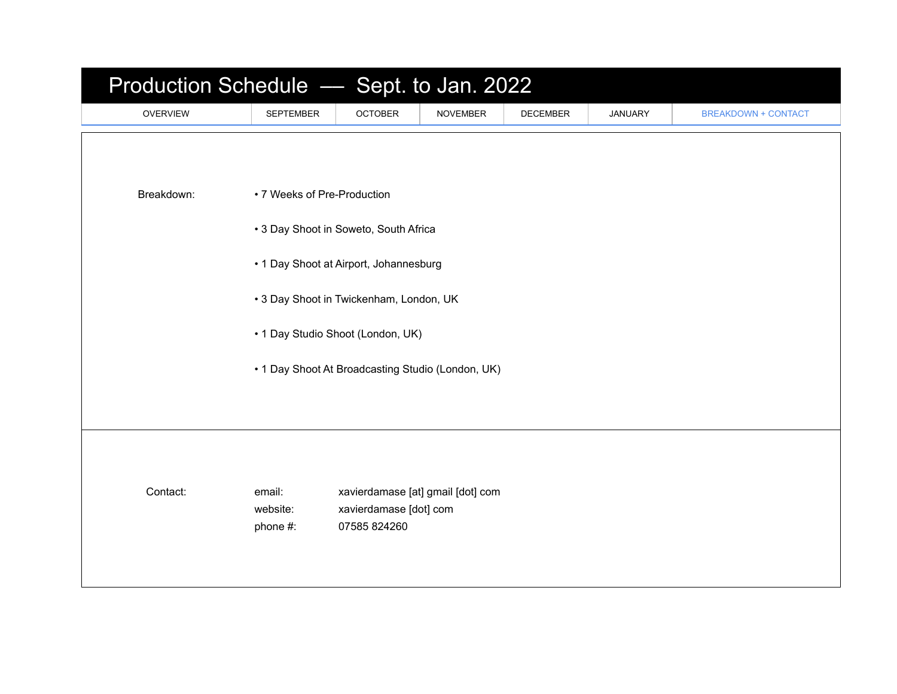# Production Schedule — Sept. to Jan. 2022

| OVERVIEW | SEPTEMBER | OCTOBER | NOVEMBER | DECEMBER | JANUARY | BREAKDOWN + CONTACT |
|---|---|---|---|---|---|---|

Breakdown:

- 7 Weeks of Pre-Production
- 3 Day Shoot in Soweto, South Africa
- 1 Day Shoot at Airport, Johannesburg
- 3 Day Shoot in Twickenham, London, UK
- 1 Day Studio Shoot (London, UK)
- 1 Day Shoot At Broadcasting Studio (London, UK)

Contact:

| | |
|---|---|
| email: | xavierdamase [at] gmail [dot] com |
| website: | xavierdamase [dot] com |
| phone #: | 07585 824260 |